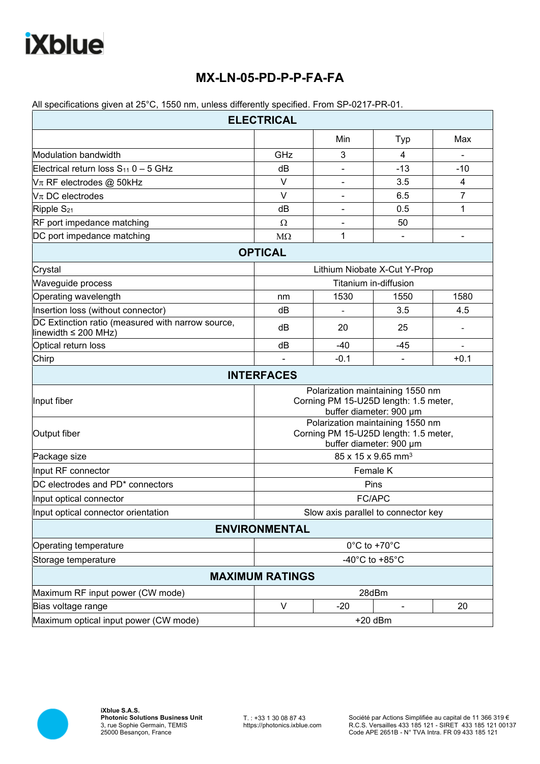iXblue

# MX-LN-05-PD-P-P-FA-FA

All specifications given at 25°C, 1550 nm, unless differently specified. From SP-0217-PR-01.

| ELECTRICAL | | | | |
|---|---|---|---|---|
| | | Min | Typ | Max |
| Modulation bandwidth | GHz | 3 | 4 | - |
| Electrical return loss $S_{11}$ 0 – 5 GHz | dB | - | -13 | -10 |
| $V_\pi$ RF electrodes @ 50kHz | V | - | 3.5 | 4 |
| $V_\pi$ DC electrodes | V | - | 6.5 | 7 |
| Ripple $S_{21}$ | dB | - | 0.5 | 1 |
| RF port impedance matching | Ω | - | 50 | |
| DC port impedance matching | MΩ | 1 | - | - |
| **OPTICAL** | | | | |
| Crystal | Lithium Niobate X-Cut Y-Prop | | | |
| Waveguide process | Titanium in-diffusion | | | |
| Operating wavelength | nm | 1530 | 1550 | 1580 |
| Insertion loss (without connector) | dB | - | 3.5 | 4.5 |
| DC Extinction ratio (measured with narrow source, linewidth ≤ 200 MHz) | dB | 20 | 25 | - |
| Optical return loss | dB | -40 | -45 | - |
| Chirp | - | -0.1 | - | +0.1 |
| **INTERFACES** | | | | |
| Input fiber | Polarization maintaining 1550 nm Corning PM 15-U25D length: 1.5 meter, buffer diameter: 900 µm | | | |
| Output fiber | Polarization maintaining 1550 nm Corning PM 15-U25D length: 1.5 meter, buffer diameter: 900 µm | | | |
| Package size | 85 x 15 x 9.65 mm³ | | | |
| Input RF connector | Female K | | | |
| DC electrodes and PD* connectors | Pins | | | |
| Input optical connector | FC/APC | | | |
| Input optical connector orientation | Slow axis parallel to connector key | | | |
| **ENVIRONMENTAL** | | | | |
| Operating temperature | 0°C to +70°C | | | |
| Storage temperature | -40°C to +85°C | | | |
| **MAXIMUM RATINGS** | | | | |
| Maximum RF input power (CW mode) | 28dBm | | | |
| Bias voltage range | V | -20 | - | 20 |
| Maximum optical input power (CW mode) | +20 dBm | | | |

**iXblue S.A.S.**
**Photonic Solutions Business Unit**
3, rue Sophie Germain, TEMIS
25000 Besançon, France

T. : +33 1 30 08 87 43
https://photonics.ixblue.com

Société par Actions Simplifiée au capital de 11 366 319 €
R.C.S. Versailles 433 185 121 - SIRET 433 185 121 00137
Code APE 2651B - N° TVA Intra. FR 09 433 185 121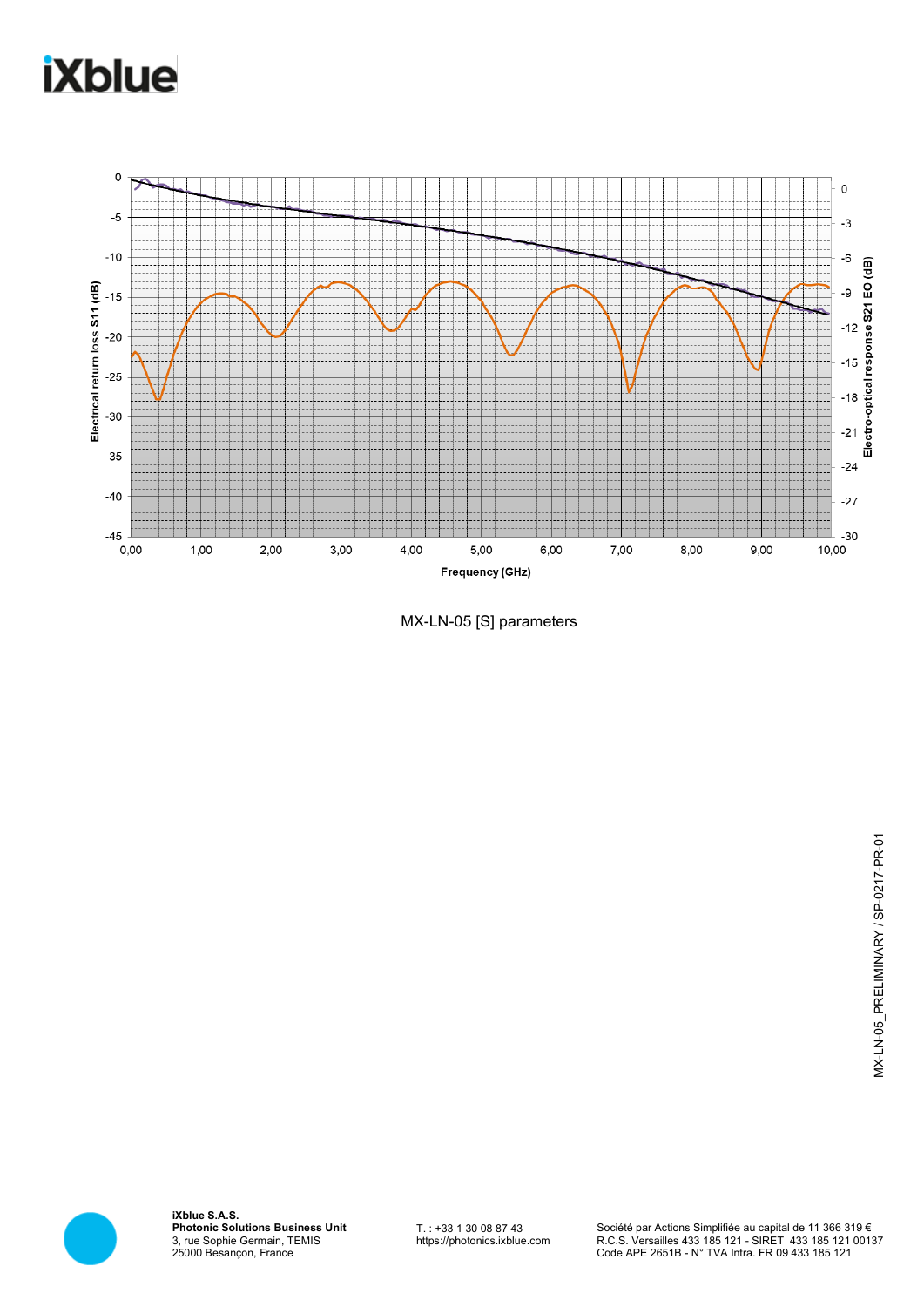0
-5
-10
-15
-20
-25
-30
-35
-40
-45

Electrical return loss S11 (dB)

0
-3
-6
-9
-12
-15
-18
-21
-24
-27
-30

Electro-optical response S21 EO (dB)

0,00 1,00 2,00 3,00 4,00 5,00 6,00 7,00 8,00 9,00 10,00

Frequency (GHz)

MX-LN-05 [S] parameters

MX-LN-05_PRELIMINARY / SP-0217-PR-01

**iXblue S.A.S.**
**Photonic Solutions Business Unit**
3, rue Sophie Germain, TEMIS
25000 Besançon, France

T. : +33 1 30 08 87 43
https://photonics.ixblue.com

Société par Actions Simplifiée au capital de 11 366 319 €
R.C.S. Versailles 433 185 121 - SIRET 433 185 121 00137
Code APE 2651B - N° TVA Intra. FR 09 433 185 121